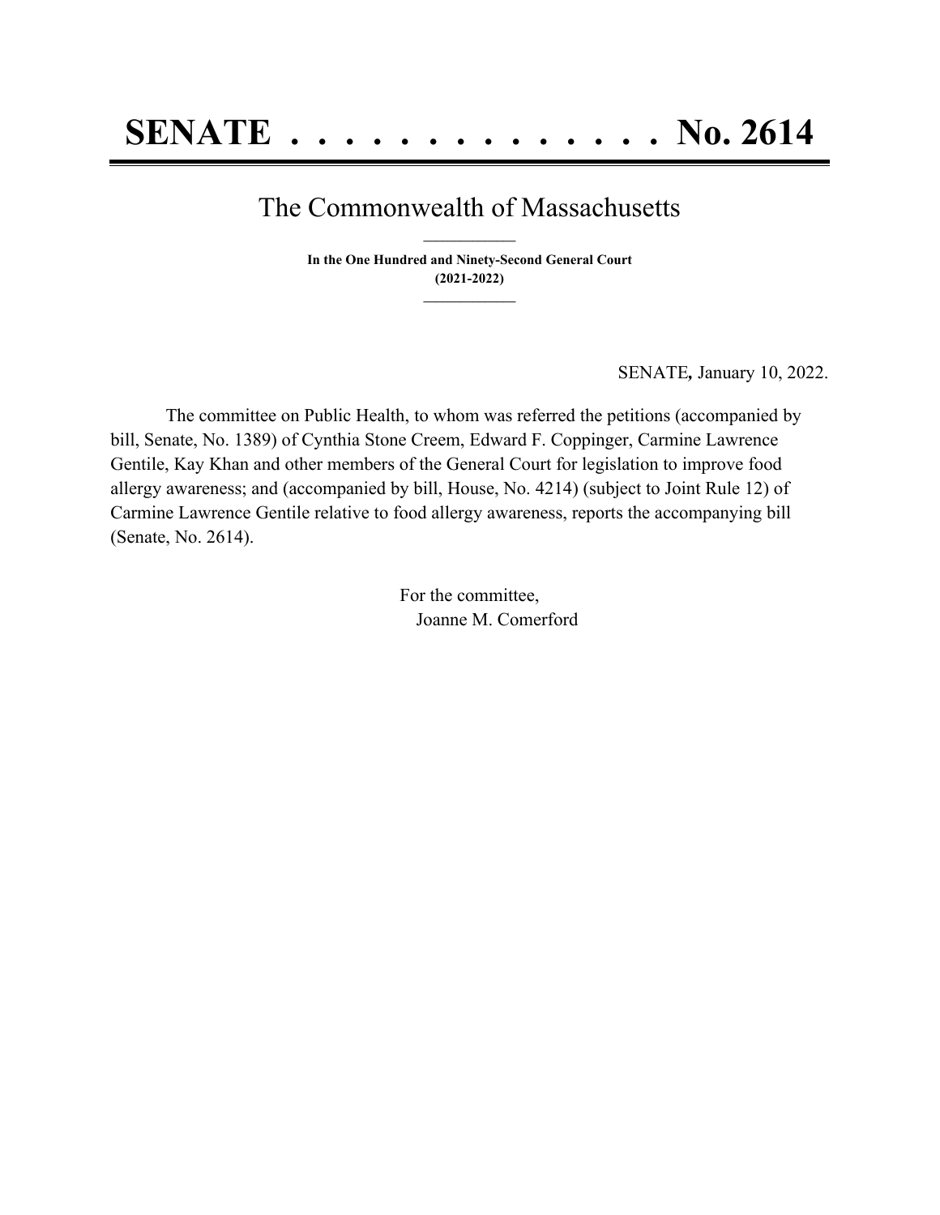# SENATE . . . . . . . . . . . . . . No. 2614

## The Commonwealth of Massachusetts

**In the One Hundred and Ninety-Second General Court (2021-2022)**

SENATE, January 10, 2022.

The committee on Public Health, to whom was referred the petitions (accompanied by bill, Senate, No. 1389) of Cynthia Stone Creem, Edward F. Coppinger, Carmine Lawrence Gentile, Kay Khan and other members of the General Court for legislation to improve food allergy awareness; and (accompanied by bill, House, No. 4214) (subject to Joint Rule 12) of Carmine Lawrence Gentile relative to food allergy awareness, reports the accompanying bill (Senate, No. 2614).

For the committee,
Joanne M. Comerford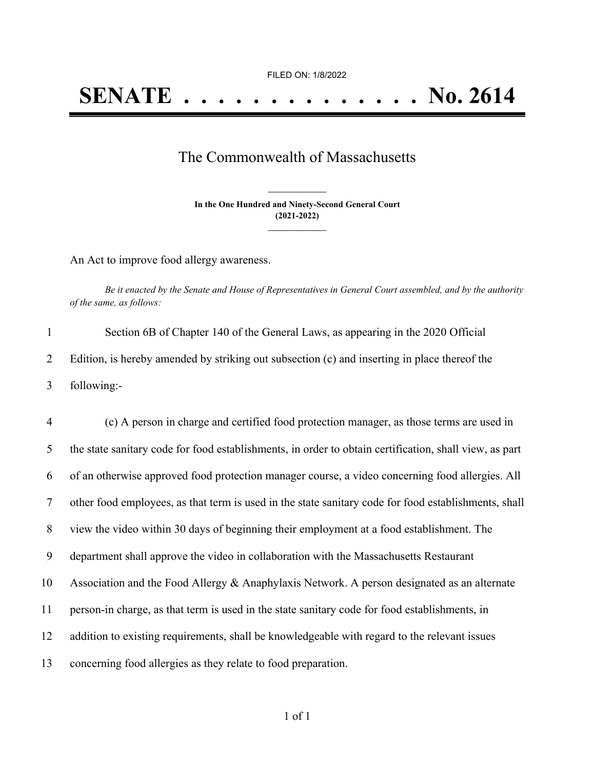FILED ON: 1/8/2022

# SENATE . . . . . . . . . . . . . . No. 2614

## The Commonwealth of Massachusetts

**In the One Hundred and Ninety-Second General Court (2021-2022)**

An Act to improve food allergy awareness.

*Be it enacted by the Senate and House of Representatives in General Court assembled, and by the authority of the same, as follows:*

1 Section 6B of Chapter 140 of the General Laws, as appearing in the 2020 Official
2 Edition, is hereby amended by striking out subsection (c) and inserting in place thereof the
3 following:-

4 (c) A person in charge and certified food protection manager, as those terms are used in
5 the state sanitary code for food establishments, in order to obtain certification, shall view, as part
6 of an otherwise approved food protection manager course, a video concerning food allergies. All
7 other food employees, as that term is used in the state sanitary code for food establishments, shall
8 view the video within 30 days of beginning their employment at a food establishment. The
9 department shall approve the video in collaboration with the Massachusetts Restaurant
10 Association and the Food Allergy & Anaphylaxis Network. A person designated as an alternate
11 person-in charge, as that term is used in the state sanitary code for food establishments, in
12 addition to existing requirements, shall be knowledgeable with regard to the relevant issues
13 concerning food allergies as they relate to food preparation.